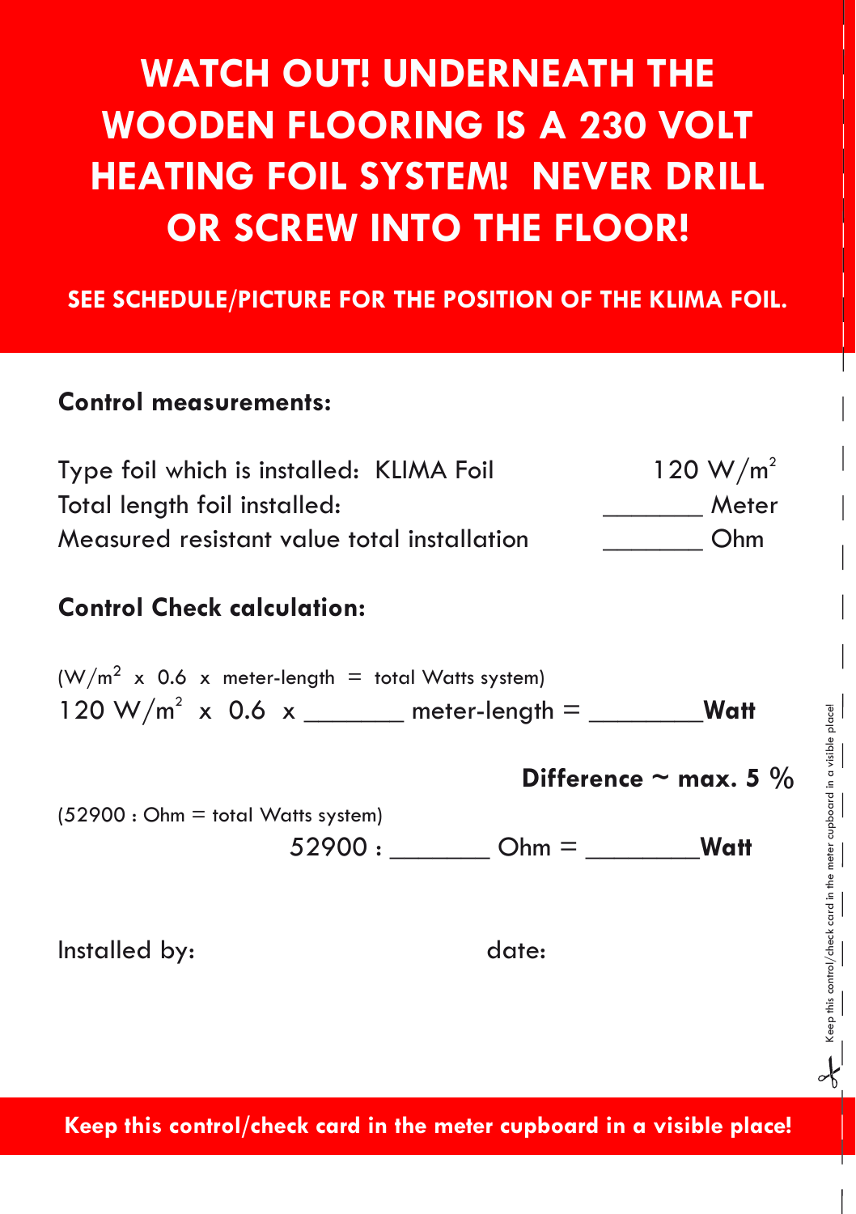# WATCH OUT! UNDERNEATH THE WOODEN FLOORING IS A 230 VOLT HEATING FOIL SYSTEM! NEVER DRILL OR SCREW INTO THE FLOOR!

**SEE SCHEDULE/PICTURE FOR THE POSITION OF THE KLIMA FOIL.**

**Control measurements:**

Type foil which is installed: KLIMA Foil 120 $W/m^2$

Total length foil installed: _______ Meter

Measured resistant value total installation _______ Ohm

**Control Check calculation:**

($W/m^2$ x 0.6 x meter-length = total Watts system)

120 $W/m^2$ x 0.6 x _______ meter-length = ________**Watt**

**Difference ~ max. 5 %**

(52900 : Ohm = total Watts system)

52900 : _______ Ohm = ________**Watt**

Installed by: date:

Keep this control/check card in the meter cupboard in a visible place!

**Keep this control/check card in the meter cupboard in a visible place!**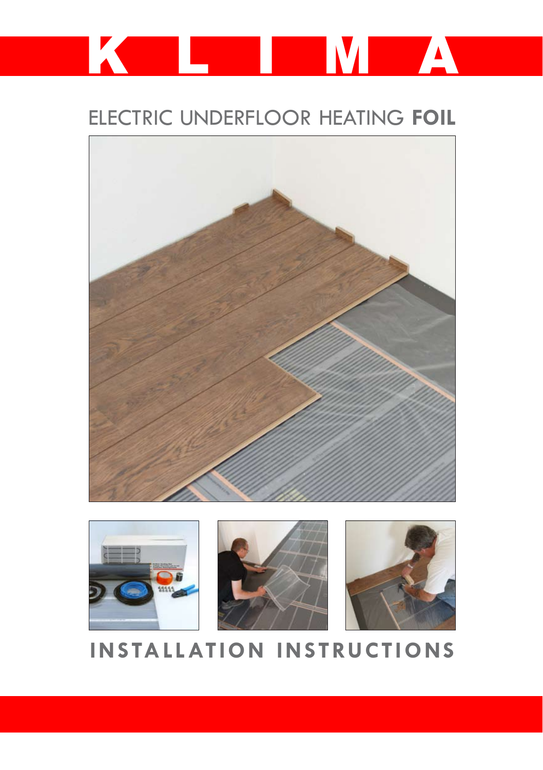# K L I M A

## ELECTRIC UNDERFLOOR HEATING **FOIL**

# INSTALLATION INSTRUCTIONS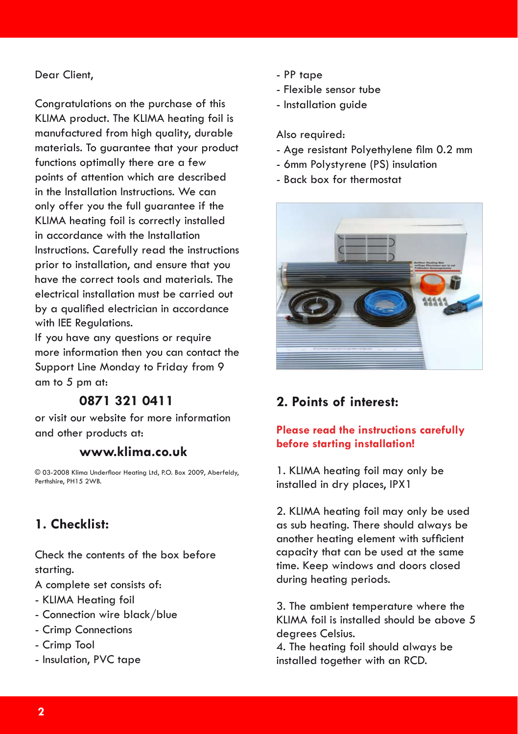Dear Client,

Congratulations on the purchase of this KLIMA product. The KLIMA heating foil is manufactured from high quality, durable materials. To guarantee that your product functions optimally there are a few points of attention which are described in the Installation Instructions. We can only offer you the full guarantee if the KLIMA heating foil is correctly installed in accordance with the Installation Instructions. Carefully read the instructions prior to installation, and ensure that you have the correct tools and materials. The electrical installation must be carried out by a qualified electrician in accordance with IEE Regulations.

If you have any questions or require more information then you can contact the Support Line Monday to Friday from 9 am to 5 pm at:

**0871 321 0411**

or visit our website for more information and other products at:

**www.klima.co.uk**

© 03-2008 Klima Underfloor Heating Ltd, P.O. Box 2009, Aberfeldy, Perthshire, PH15 2WB.

## 1. Checklist:

Check the contents of the box before starting.

A complete set consists of:

- KLIMA Heating foil
- Connection wire black/blue
- Crimp Connections
- Crimp Tool
- Insulation, PVC tape
- PP tape
- Flexible sensor tube
- Installation guide

Also required:

- Age resistant Polyethylene film 0.2 mm
- 6mm Polystyrene (PS) insulation
- Back box for thermostat

## 2. Points of interest:

**Please read the instructions carefully before starting installation!**

1. KLIMA heating foil may only be installed in dry places, IPX1

2. KLIMA heating foil may only be used as sub heating. There should always be another heating element with sufficient capacity that can be used at the same time. Keep windows and doors closed during heating periods.

3. The ambient temperature where the KLIMA foil is installed should be above 5 degrees Celsius.

4. The heating foil should always be installed together with an RCD.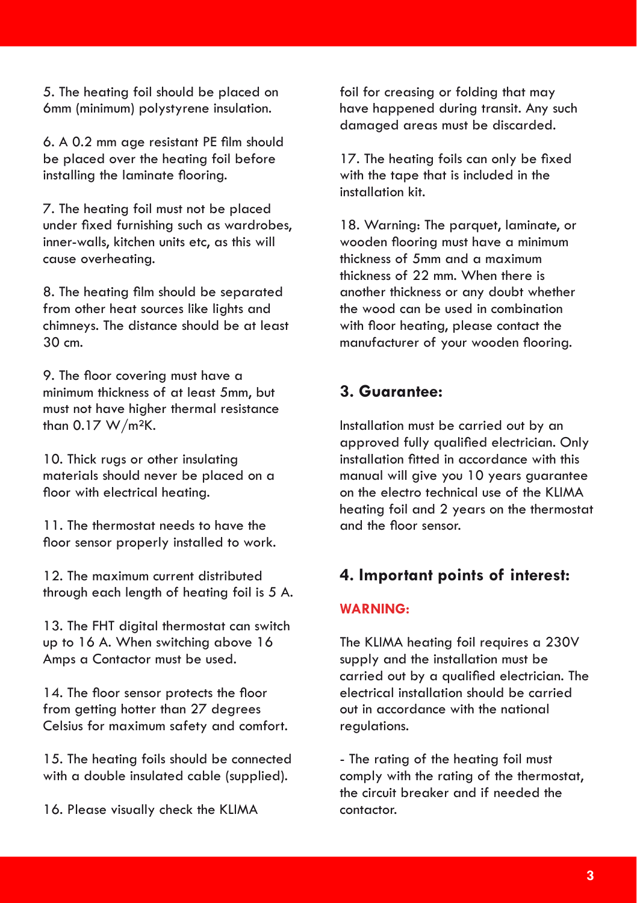5. The heating foil should be placed on 6mm (minimum) polystyrene insulation.

6. A 0.2 mm age resistant PE film should be placed over the heating foil before installing the laminate flooring.

7. The heating foil must not be placed under fixed furnishing such as wardrobes, inner-walls, kitchen units etc, as this will cause overheating.

8. The heating film should be separated from other heat sources like lights and chimneys. The distance should be at least 30 cm.

9. The floor covering must have a minimum thickness of at least 5mm, but must not have higher thermal resistance than 0.17 $W/m^2K$.

10. Thick rugs or other insulating materials should never be placed on a floor with electrical heating.

11. The thermostat needs to have the floor sensor properly installed to work.

12. The maximum current distributed through each length of heating foil is 5 A.

13. The FHT digital thermostat can switch up to 16 A. When switching above 16 Amps a Contactor must be used.

14. The floor sensor protects the floor from getting hotter than 27 degrees Celsius for maximum safety and comfort.

15. The heating foils should be connected with a double insulated cable (supplied).

16. Please visually check the KLIMA foil for creasing or folding that may have happened during transit. Any such damaged areas must be discarded.

17. The heating foils can only be fixed with the tape that is included in the installation kit.

18. Warning: The parquet, laminate, or wooden flooring must have a minimum thickness of 5mm and a maximum thickness of 22 mm. When there is another thickness or any doubt whether the wood can be used in combination with floor heating, please contact the manufacturer of your wooden flooring.

## 3. Guarantee:

Installation must be carried out by an approved fully qualified electrician. Only installation fitted in accordance with this manual will give you 10 years guarantee on the electro technical use of the KLIMA heating foil and 2 years on the thermostat and the floor sensor.

## 4. Important points of interest:

**WARNING:**

The KLIMA heating foil requires a 230V supply and the installation must be carried out by a qualified electrician. The electrical installation should be carried out in accordance with the national regulations.

- The rating of the heating foil must comply with the rating of the thermostat, the circuit breaker and if needed the contactor.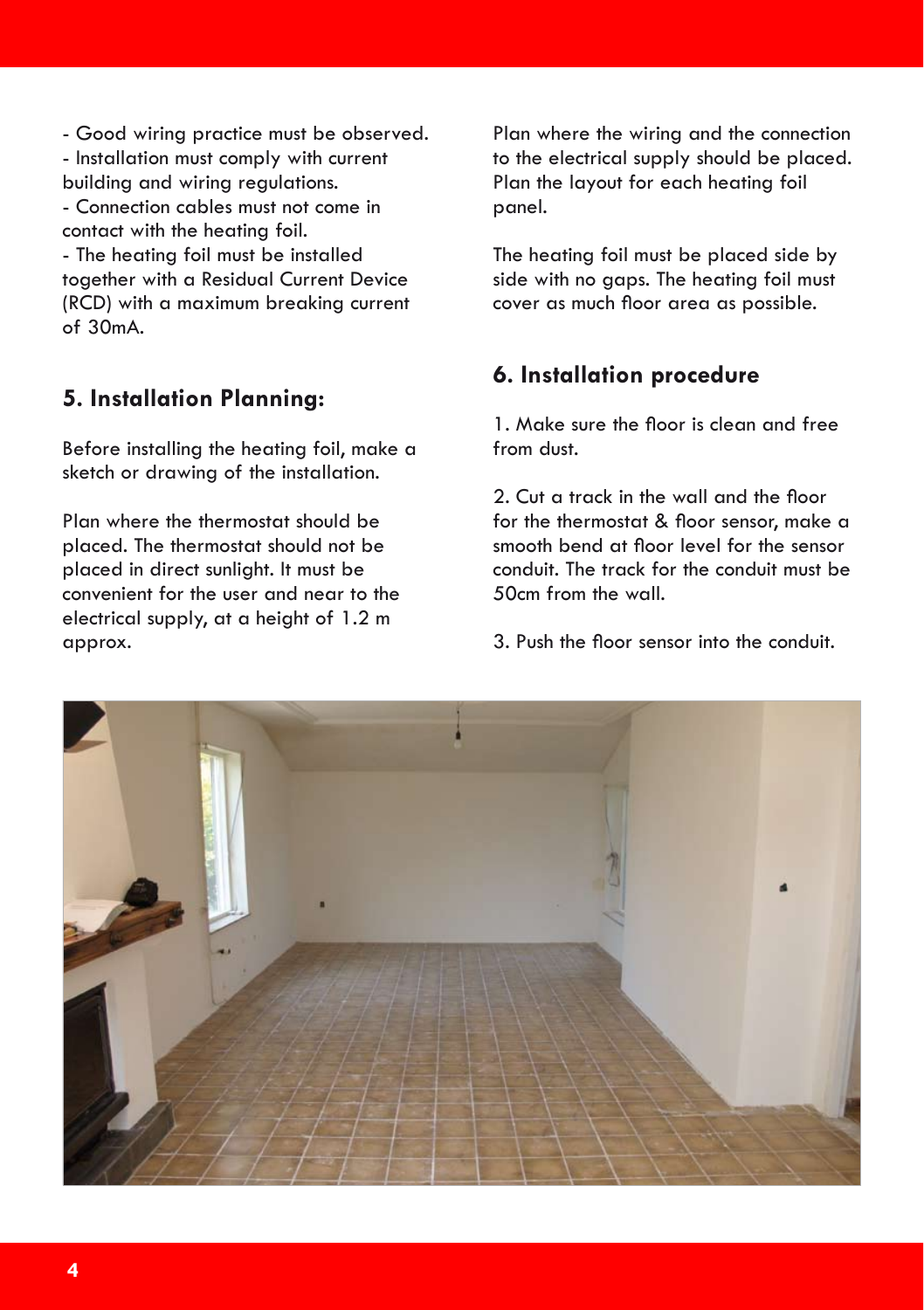- Good wiring practice must be observed.
- Installation must comply with current building and wiring regulations.
- Connection cables must not come in contact with the heating foil.
- The heating foil must be installed together with a Residual Current Device (RCD) with a maximum breaking current of 30mA.

## 5. Installation Planning:

Before installing the heating foil, make a sketch or drawing of the installation.

Plan where the thermostat should be placed. The thermostat should not be placed in direct sunlight. It must be convenient for the user and near to the electrical supply, at a height of 1.2 m approx.

Plan where the wiring and the connection to the electrical supply should be placed. Plan the layout for each heating foil panel.

The heating foil must be placed side by side with no gaps. The heating foil must cover as much floor area as possible.

## 6. Installation procedure

1. Make sure the floor is clean and free from dust.

2. Cut a track in the wall and the floor for the thermostat & floor sensor, make a smooth bend at floor level for the sensor conduit. The track for the conduit must be 50cm from the wall.

3. Push the floor sensor into the conduit.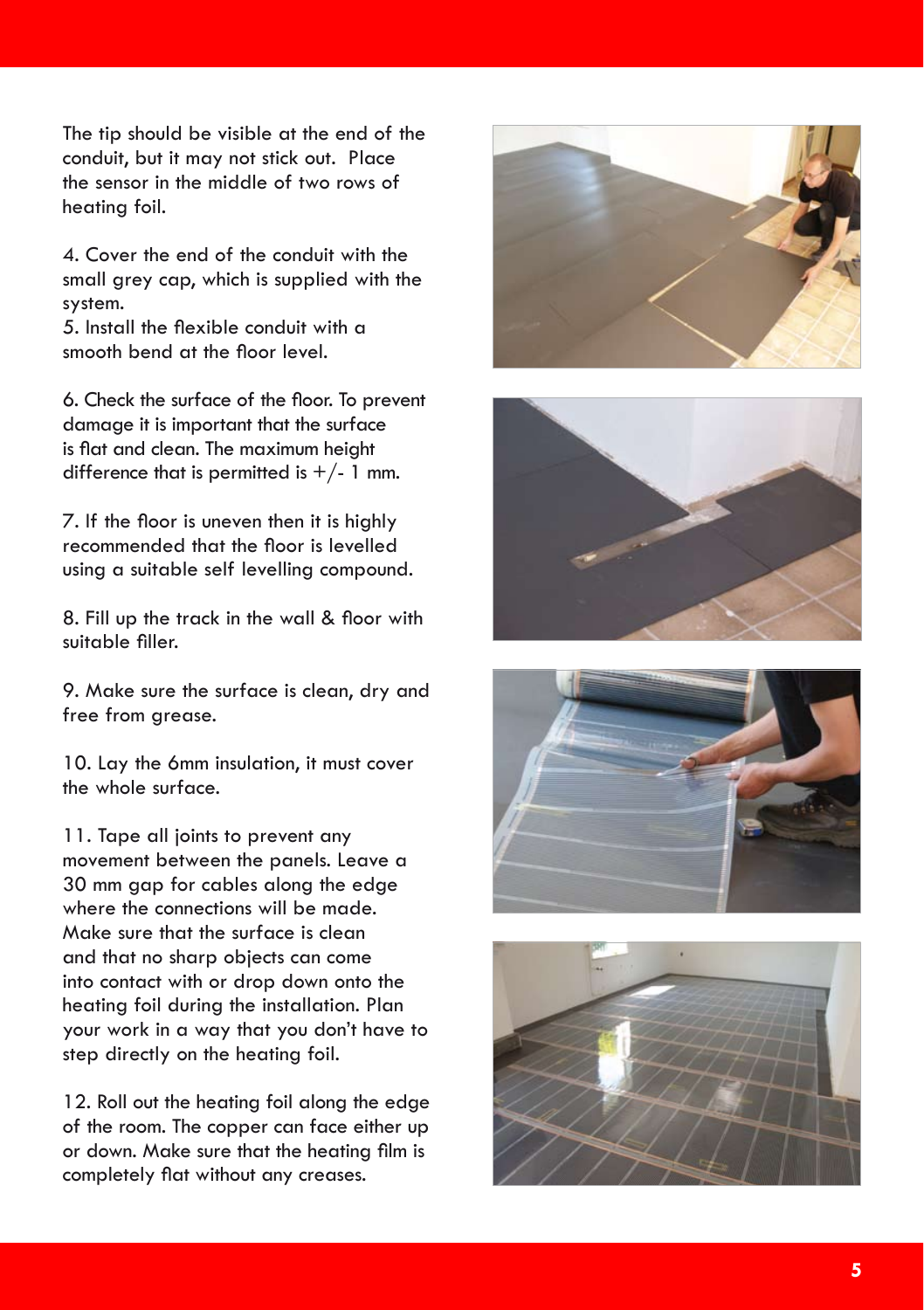The tip should be visible at the end of the conduit, but it may not stick out. Place the sensor in the middle of two rows of heating foil.

4. Cover the end of the conduit with the small grey cap, which is supplied with the system.
5. Install the flexible conduit with a smooth bend at the floor level.

6. Check the surface of the floor. To prevent damage it is important that the surface is flat and clean. The maximum height difference that is permitted is +/- 1 mm.

7. If the floor is uneven then it is highly recommended that the floor is levelled using a suitable self levelling compound.

8. Fill up the track in the wall & floor with suitable filler.

9. Make sure the surface is clean, dry and free from grease.

10. Lay the 6mm insulation, it must cover the whole surface.

11. Tape all joints to prevent any movement between the panels. Leave a 30 mm gap for cables along the edge where the connections will be made. Make sure that the surface is clean and that no sharp objects can come into contact with or drop down onto the heating foil during the installation. Plan your work in a way that you don't have to step directly on the heating foil.

12. Roll out the heating foil along the edge of the room. The copper can face either up or down. Make sure that the heating film is completely flat without any creases.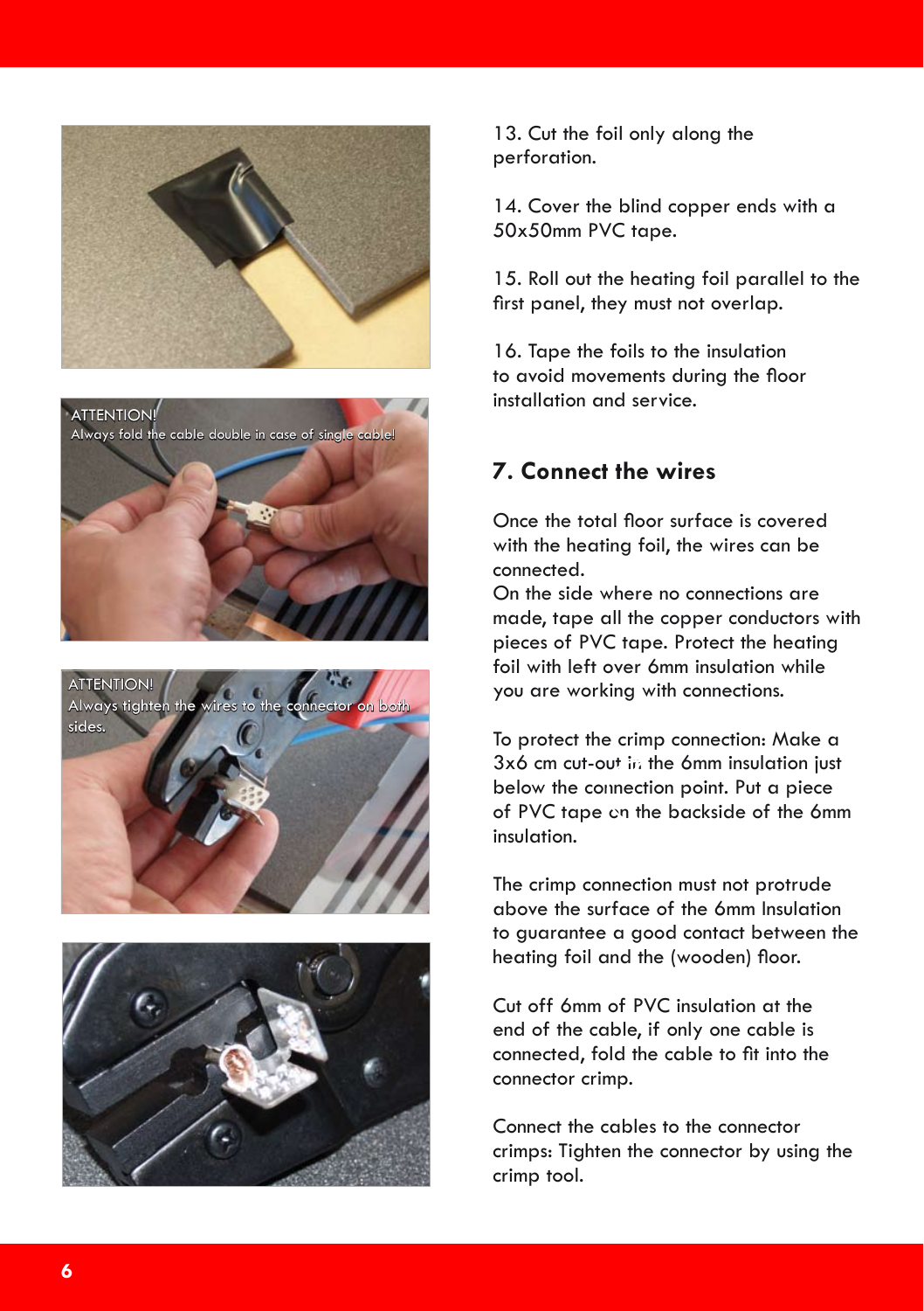ATTENTION!
Always fold the cable double in case of single cable!

ATTENTION!
Always tighten the wires to the connector on both sides.

13. Cut the foil only along the perforation.

14. Cover the blind copper ends with a 50x50mm PVC tape.

15. Roll out the heating foil parallel to the first panel, they must not overlap.

16. Tape the foils to the insulation to avoid movements during the floor installation and service.

## 7. Connect the wires

Once the total floor surface is covered with the heating foil, the wires can be connected.
On the side where no connections are made, tape all the copper conductors with pieces of PVC tape. Protect the heating foil with left over 6mm insulation while you are working with connections.

To protect the crimp connection: Make a 3x6 cm cut-out in the 6mm insulation just below the connection point. Put a piece of PVC tape on the backside of the 6mm insulation.

The crimp connection must not protrude above the surface of the 6mm Insulation to guarantee a good contact between the heating foil and the (wooden) floor.

Cut off 6mm of PVC insulation at the end of the cable, if only one cable is connected, fold the cable to fit into the connector crimp.

Connect the cables to the connector crimps: Tighten the connector by using the crimp tool.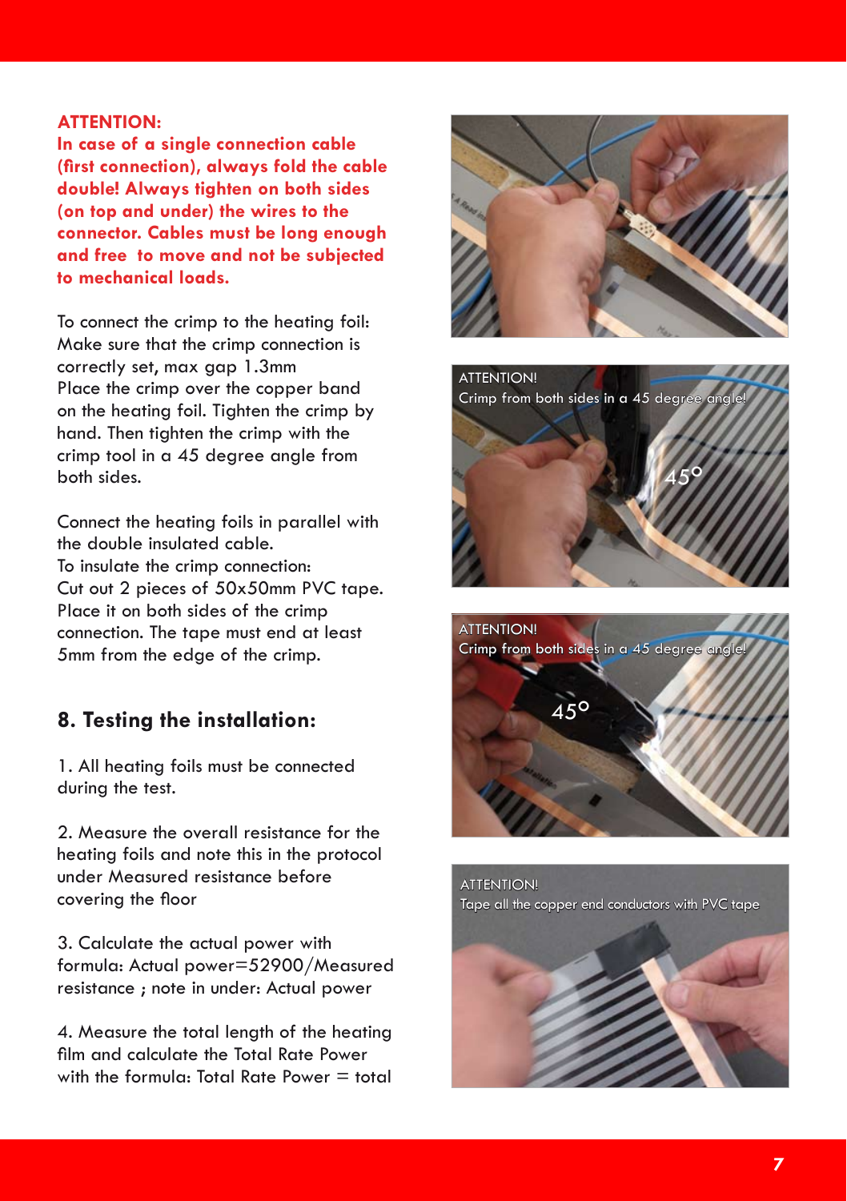**ATTENTION:**
**In case of a single connection cable (first connection), always fold the cable double! Always tighten on both sides (on top and under) the wires to the connector. Cables must be long enough and free to move and not be subjected to mechanical loads.**

To connect the crimp to the heating foil:
Make sure that the crimp connection is correctly set, max gap 1.3mm
Place the crimp over the copper band on the heating foil. Tighten the crimp by hand. Then tighten the crimp with the crimp tool in a 45 degree angle from both sides.

Connect the heating foils in parallel with the double insulated cable.
To insulate the crimp connection:
Cut out 2 pieces of 50x50mm PVC tape. Place it on both sides of the crimp connection. The tape must end at least 5mm from the edge of the crimp.

## 8. Testing the installation:

1. All heating foils must be connected during the test.

2. Measure the overall resistance for the heating foils and note this in the protocol under Measured resistance before covering the floor

3. Calculate the actual power with formula: Actual power=52900/Measured resistance ; note in under: Actual power

4. Measure the total length of the heating film and calculate the Total Rate Power with the formula: Total Rate Power = total

ATTENTION!
Crimp from both sides in a 45 degree angle!

ATTENTION!
Crimp from both sides in a 45 degree angle!

ATTENTION!
Tape all the copper end conductors with PVC tape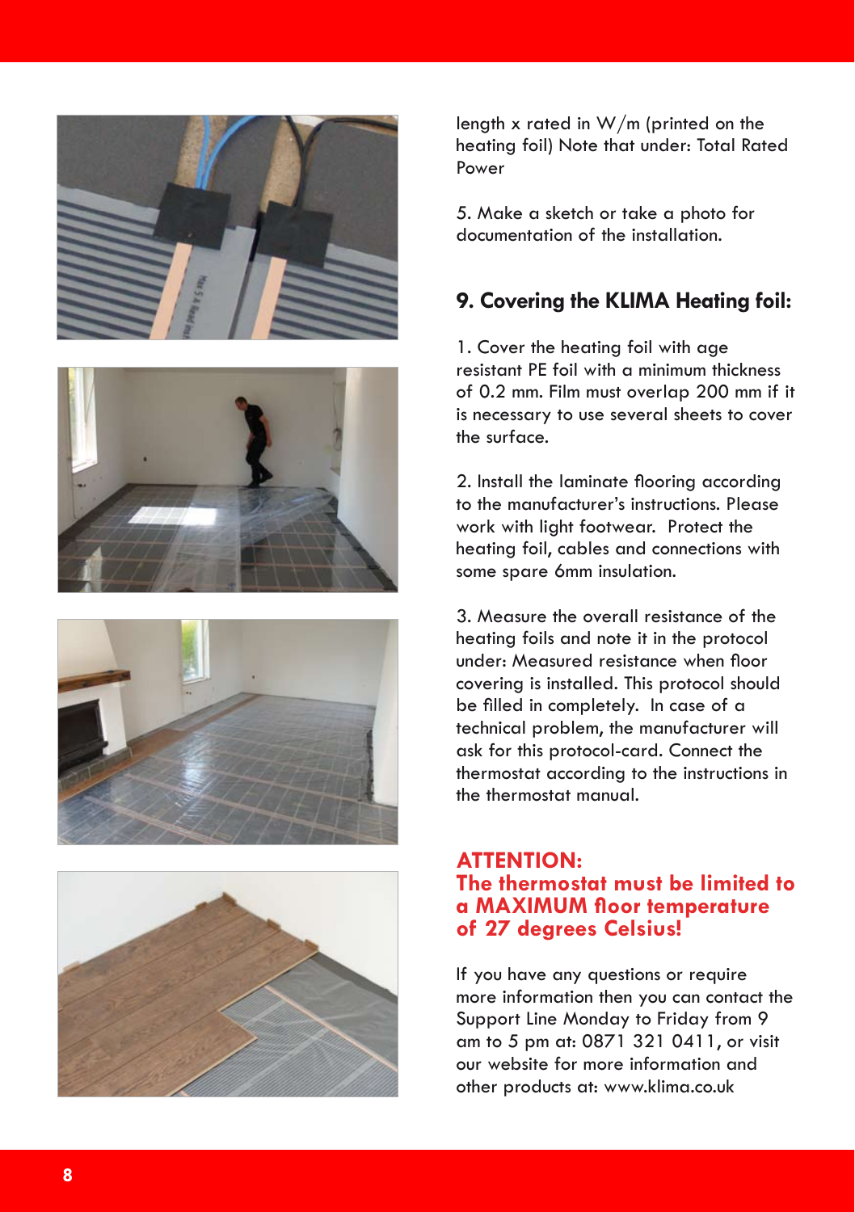length x rated in W/m (printed on the heating foil) Note that under: Total Rated Power

5. Make a sketch or take a photo for documentation of the installation.

## 9. Covering the KLIMA Heating foil:

1. Cover the heating foil with age resistant PE foil with a minimum thickness of 0.2 mm. Film must overlap 200 mm if it is necessary to use several sheets to cover the surface.

2. Install the laminate flooring according to the manufacturer's instructions. Please work with light footwear. Protect the heating foil, cables and connections with some spare 6mm insulation.

3. Measure the overall resistance of the heating foils and note it in the protocol under: Measured resistance when floor covering is installed. This protocol should be filled in completely. In case of a technical problem, the manufacturer will ask for this protocol-card. Connect the thermostat according to the instructions in the thermostat manual.

**ATTENTION:**
**The thermostat must be limited to a MAXIMUM floor temperature of 27 degrees Celsius!**

If you have any questions or require more information then you can contact the Support Line Monday to Friday from 9 am to 5 pm at: 0871 321 0411, or visit our website for more information and other products at: www.klima.co.uk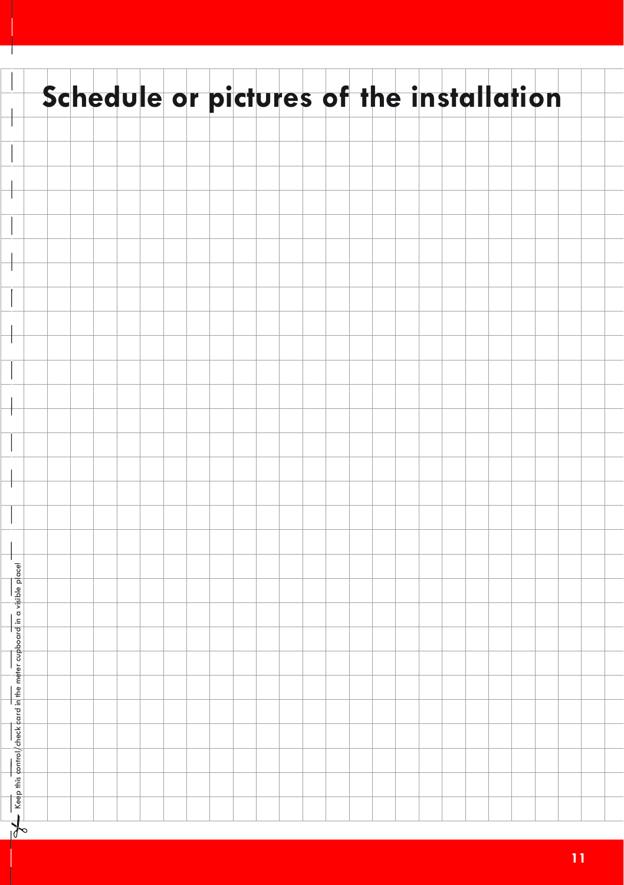# Schedule or pictures of the installation

Keep this control/check card in the meter cupboard in a visible place!